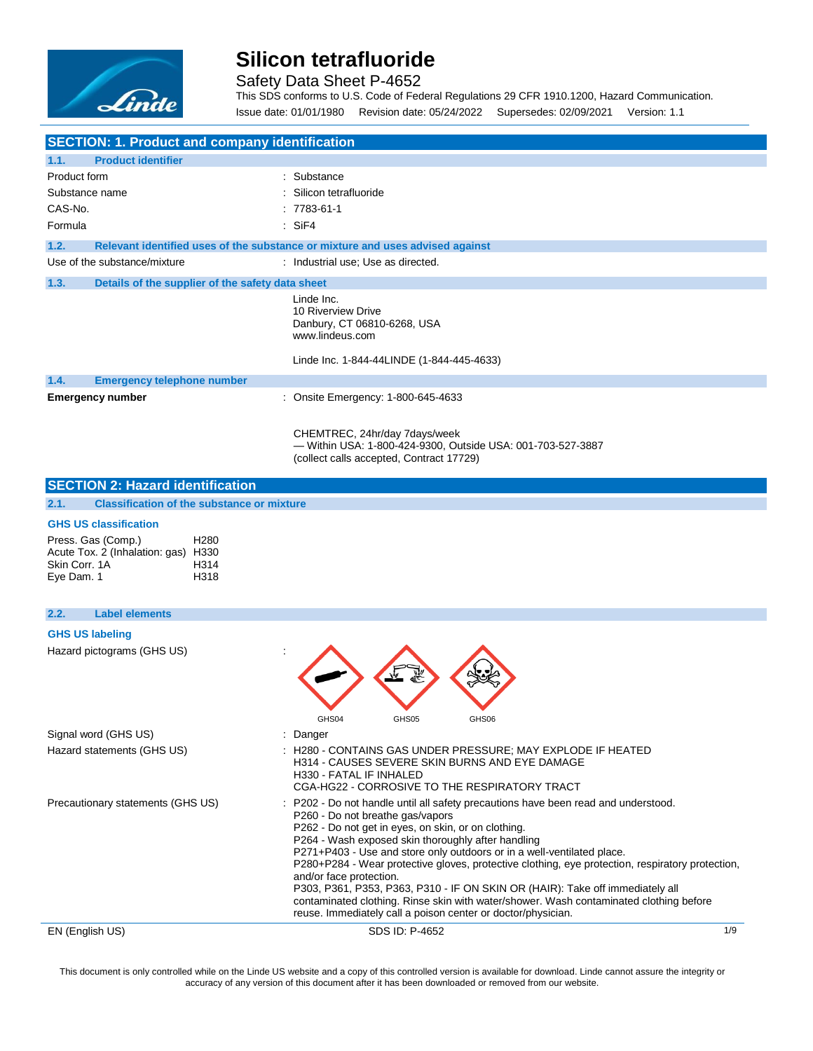# Silicon tetrafluoride

Safety Data Sheet P-4652

This SDS conforms to U.S. Code of Federal Regulations 29 CFR 1910.1200, Hazard Communication.

Issue date: 01/01/1980 Revision date: 05/24/2022 Supersedes: 02/09/2021 Version: 1.1

## SECTION: 1. Product and company identification

### 1.1. Product identifier

| | |
|---|---|
| Product form | : Substance |
| Substance name | : Silicon tetrafluoride |
| CAS-No. | : 7783-61-1 |
| Formula | : $SiF_4$ |

### 1.2. Relevant identified uses of the substance or mixture and uses advised against

| | |
|---|---|
| Use of the substance/mixture | : Industrial use; Use as directed. |

### 1.3. Details of the supplier of the safety data sheet

Linde Inc.
10 Riverview Drive
Danbury, CT 06810-6268, USA
www.lindeus.com

Linde Inc. 1-844-44LINDE (1-844-445-4633)

### 1.4. Emergency telephone number

**Emergency number** : Onsite Emergency: 1-800-645-4633

CHEMTREC, 24hr/day 7days/week
— Within USA: 1-800-424-9300, Outside USA: 001-703-527-3887
(collect calls accepted, Contract 17729)

## SECTION 2: Hazard identification

### 2.1. Classification of the substance or mixture

**GHS US classification**

| | |
|---|---|
| Press. Gas (Comp.) | H280 |
| Acute Tox. 2 (Inhalation: gas) | H330 |
| Skin Corr. 1A | H314 |
| Eye Dam. 1 | H318 |

### 2.2. Label elements

**GHS US labeling**

Hazard pictograms (GHS US) :

GHS04 GHS05 GHS06

Signal word (GHS US) : Danger

Hazard statements (GHS US) :
H280 - CONTAINS GAS UNDER PRESSURE; MAY EXPLODE IF HEATED
H314 - CAUSES SEVERE SKIN BURNS AND EYE DAMAGE
H330 - FATAL IF INHALED
CGA-HG22 - CORROSIVE TO THE RESPIRATORY TRACT

Precautionary statements (GHS US) :
P202 - Do not handle until all safety precautions have been read and understood.
P260 - Do not breathe gas/vapors
P262 - Do not get in eyes, on skin, or on clothing.
P264 - Wash exposed skin thoroughly after handling
P271+P403 - Use and store only outdoors or in a well-ventilated place.
P280+P284 - Wear protective gloves, protective clothing, eye protection, respiratory protection, and/or face protection.
P303, P361, P353, P363, P310 - IF ON SKIN OR (HAIR): Take off immediately all contaminated clothing. Rinse skin with water/shower. Wash contaminated clothing before reuse. Immediately call a poison center or doctor/physician.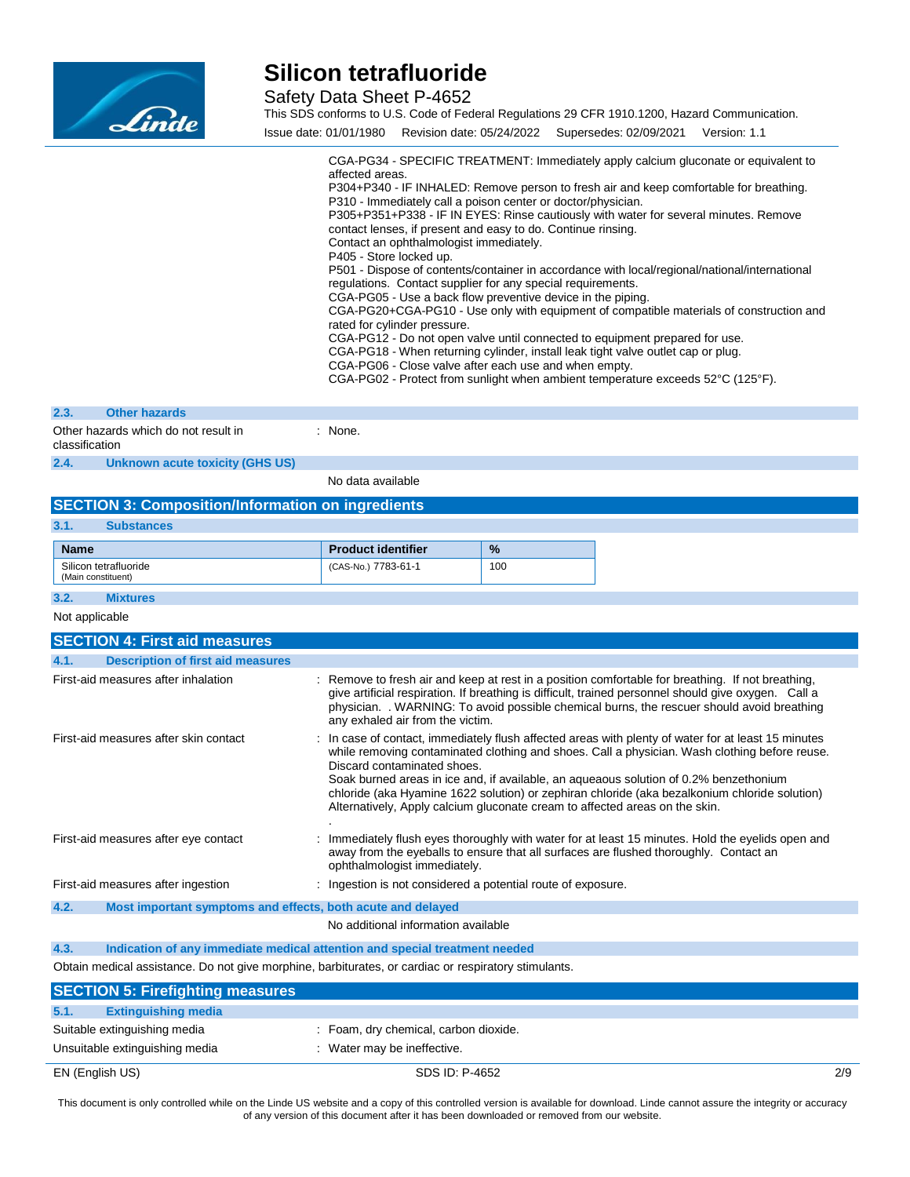CGA-PG34 - SPECIFIC TREATMENT: Immediately apply calcium gluconate or equivalent to affected areas.
P304+P340 - IF INHALED: Remove person to fresh air and keep comfortable for breathing.
P310 - Immediately call a poison center or doctor/physician.
P305+P351+P338 - IF IN EYES: Rinse cautiously with water for several minutes. Remove contact lenses, if present and easy to do. Continue rinsing.
Contact an ophthalmologist immediately.
P405 - Store locked up.
P501 - Dispose of contents/container in accordance with local/regional/national/international regulations. Contact supplier for any special requirements.
CGA-PG05 - Use a back flow preventive device in the piping.
CGA-PG20+CGA-PG10 - Use only with equipment of compatible materials of construction and rated for cylinder pressure.
CGA-PG12 - Do not open valve until connected to equipment prepared for use.
CGA-PG18 - When returning cylinder, install leak tight valve outlet cap or plug.
CGA-PG06 - Close valve after each use and when empty.
CGA-PG02 - Protect from sunlight when ambient temperature exceeds 52°C (125°F).

### 2.3. Other hazards

Other hazards which do not result in classification : None.

### 2.4. Unknown acute toxicity (GHS US)

No data available

## SECTION 3: Composition/Information on ingredients

### 3.1. Substances

| Name | Product identifier | % |
|---|---|---|
| Silicon tetrafluoride (Main constituent) | (CAS-No.) 7783-61-1 | 100 |

### 3.2. Mixtures

Not applicable

## SECTION 4: First aid measures

### 4.1. Description of first aid measures

First-aid measures after inhalation : Remove to fresh air and keep at rest in a position comfortable for breathing. If not breathing, give artificial respiration. If breathing is difficult, trained personnel should give oxygen. Call a physician. . WARNING: To avoid possible chemical burns, the rescuer should avoid breathing any exhaled air from the victim.

First-aid measures after skin contact : In case of contact, immediately flush affected areas with plenty of water for at least 15 minutes while removing contaminated clothing and shoes. Call a physician. Wash clothing before reuse. Discard contaminated shoes.
Soak burned areas in ice and, if available, an aqueaous solution of 0.2% benzethonium chloride (aka Hyamine 1622 solution) or zephiran chloride (aka bezalkonium chloride solution) Alternatively, Apply calcium gluconate cream to affected areas on the skin.
.

First-aid measures after eye contact : Immediately flush eyes thoroughly with water for at least 15 minutes. Hold the eyelids open and away from the eyeballs to ensure that all surfaces are flushed thoroughly. Contact an ophthalmologist immediately.

First-aid measures after ingestion : Ingestion is not considered a potential route of exposure.

### 4.2. Most important symptoms and effects, both acute and delayed

No additional information available

### 4.3. Indication of any immediate medical attention and special treatment needed

Obtain medical assistance. Do not give morphine, barbiturates, or cardiac or respiratory stimulants.

## SECTION 5: Firefighting measures

### 5.1. Extinguishing media

Suitable extinguishing media : Foam, dry chemical, carbon dioxide.

Unsuitable extinguishing media : Water may be ineffective.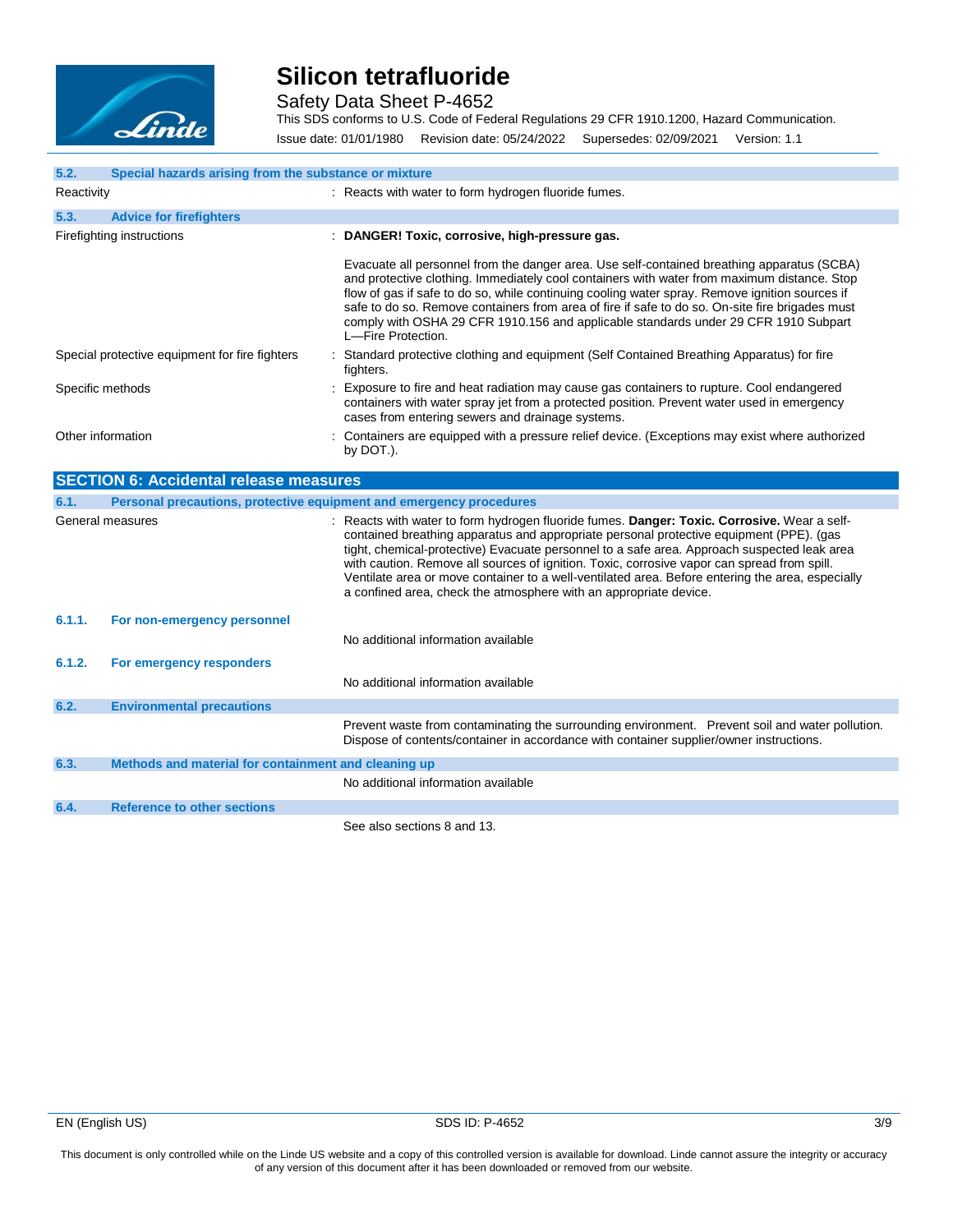### 5.2. Special hazards arising from the substance or mixture

| | |
|---|---|
| Reactivity | : Reacts with water to form hydrogen fluoride fumes. |

### 5.3. Advice for firefighters

| | |
|---|---|
| Firefighting instructions | : **DANGER! Toxic, corrosive, high-pressure gas.**<br><br>Evacuate all personnel from the danger area. Use self-contained breathing apparatus (SCBA) and protective clothing. Immediately cool containers with water from maximum distance. Stop flow of gas if safe to do so, while continuing cooling water spray. Remove ignition sources if safe to do so. Remove containers from area of fire if safe to do so. On-site fire brigades must comply with OSHA 29 CFR 1910.156 and applicable standards under 29 CFR 1910 Subpart L—Fire Protection. |
| Special protective equipment for fire fighters | : Standard protective clothing and equipment (Self Contained Breathing Apparatus) for fire fighters. |
| Specific methods | : Exposure to fire and heat radiation may cause gas containers to rupture. Cool endangered containers with water spray jet from a protected position. Prevent water used in emergency cases from entering sewers and drainage systems. |
| Other information | : Containers are equipped with a pressure relief device. (Exceptions may exist where authorized by DOT.). |

## SECTION 6: Accidental release measures

### 6.1. Personal precautions, protective equipment and emergency procedures

| | |
|---|---|
| General measures | : Reacts with water to form hydrogen fluoride fumes. **Danger: Toxic. Corrosive.** Wear a self-contained breathing apparatus and appropriate personal protective equipment (PPE). (gas tight, chemical-protective) Evacuate personnel to a safe area. Approach suspected leak area with caution. Remove all sources of ignition. Toxic, corrosive vapor can spread from spill. Ventilate area or move container to a well-ventilated area. Before entering the area, especially a confined area, check the atmosphere with an appropriate device. |

#### 6.1.1. For non-emergency personnel

No additional information available

#### 6.1.2. For emergency responders

No additional information available

### 6.2. Environmental precautions

Prevent waste from contaminating the surrounding environment. Prevent soil and water pollution. Dispose of contents/container in accordance with container supplier/owner instructions.

### 6.3. Methods and material for containment and cleaning up

No additional information available

### 6.4. Reference to other sections

See also sections 8 and 13.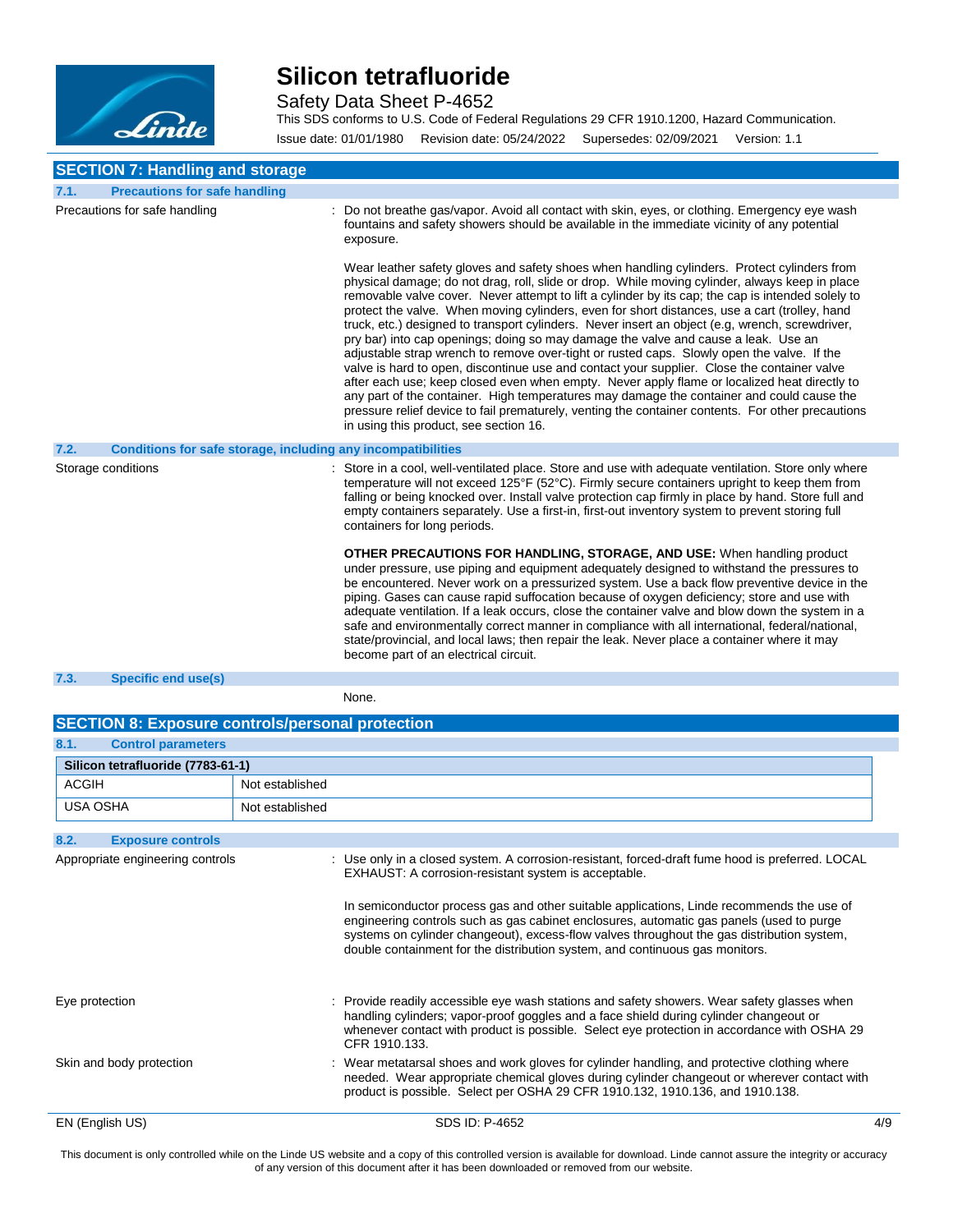## SECTION 7: Handling and storage

### 7.1. Precautions for safe handling

Precautions for safe handling : Do not breathe gas/vapor. Avoid all contact with skin, eyes, or clothing. Emergency eye wash fountains and safety showers should be available in the immediate vicinity of any potential exposure.

Wear leather safety gloves and safety shoes when handling cylinders. Protect cylinders from physical damage; do not drag, roll, slide or drop. While moving cylinder, always keep in place removable valve cover. Never attempt to lift a cylinder by its cap; the cap is intended solely to protect the valve. When moving cylinders, even for short distances, use a cart (trolley, hand truck, etc.) designed to transport cylinders. Never insert an object (e.g, wrench, screwdriver, pry bar) into cap openings; doing so may damage the valve and cause a leak. Use an adjustable strap wrench to remove over-tight or rusted caps. Slowly open the valve. If the valve is hard to open, discontinue use and contact your supplier. Close the container valve after each use; keep closed even when empty. Never apply flame or localized heat directly to any part of the container. High temperatures may damage the container and could cause the pressure relief device to fail prematurely, venting the container contents. For other precautions in using this product, see section 16.

### 7.2. Conditions for safe storage, including any incompatibilities

Storage conditions : Store in a cool, well-ventilated place. Store and use with adequate ventilation. Store only where temperature will not exceed 125°F (52°C). Firmly secure containers upright to keep them from falling or being knocked over. Install valve protection cap firmly in place by hand. Store full and empty containers separately. Use a first-in, first-out inventory system to prevent storing full containers for long periods.

**OTHER PRECAUTIONS FOR HANDLING, STORAGE, AND USE:** When handling product under pressure, use piping and equipment adequately designed to withstand the pressures to be encountered. Never work on a pressurized system. Use a back flow preventive device in the piping. Gases can cause rapid suffocation because of oxygen deficiency; store and use with adequate ventilation. If a leak occurs, close the container valve and blow down the system in a safe and environmentally correct manner in compliance with all international, federal/national, state/provincial, and local laws; then repair the leak. Never place a container where it may become part of an electrical circuit.

### 7.3. Specific end use(s)

None.

## SECTION 8: Exposure controls/personal protection

### 8.1. Control parameters

| Silicon tetrafluoride (7783-61-1) | |
|---|---|
| ACGIH | Not established |
| USA OSHA | Not established |

### 8.2. Exposure controls

Appropriate engineering controls : Use only in a closed system. A corrosion-resistant, forced-draft fume hood is preferred. LOCAL EXHAUST: A corrosion-resistant system is acceptable.

In semiconductor process gas and other suitable applications, Linde recommends the use of engineering controls such as gas cabinet enclosures, automatic gas panels (used to purge systems on cylinder changeout), excess-flow valves throughout the gas distribution system, double containment for the distribution system, and continuous gas monitors.

Eye protection : Provide readily accessible eye wash stations and safety showers. Wear safety glasses when handling cylinders; vapor-proof goggles and a face shield during cylinder changeout or whenever contact with product is possible. Select eye protection in accordance with OSHA 29 CFR 1910.133.

Skin and body protection : Wear metatarsal shoes and work gloves for cylinder handling, and protective clothing where needed. Wear appropriate chemical gloves during cylinder changeout or wherever contact with product is possible. Select per OSHA 29 CFR 1910.132, 1910.136, and 1910.138.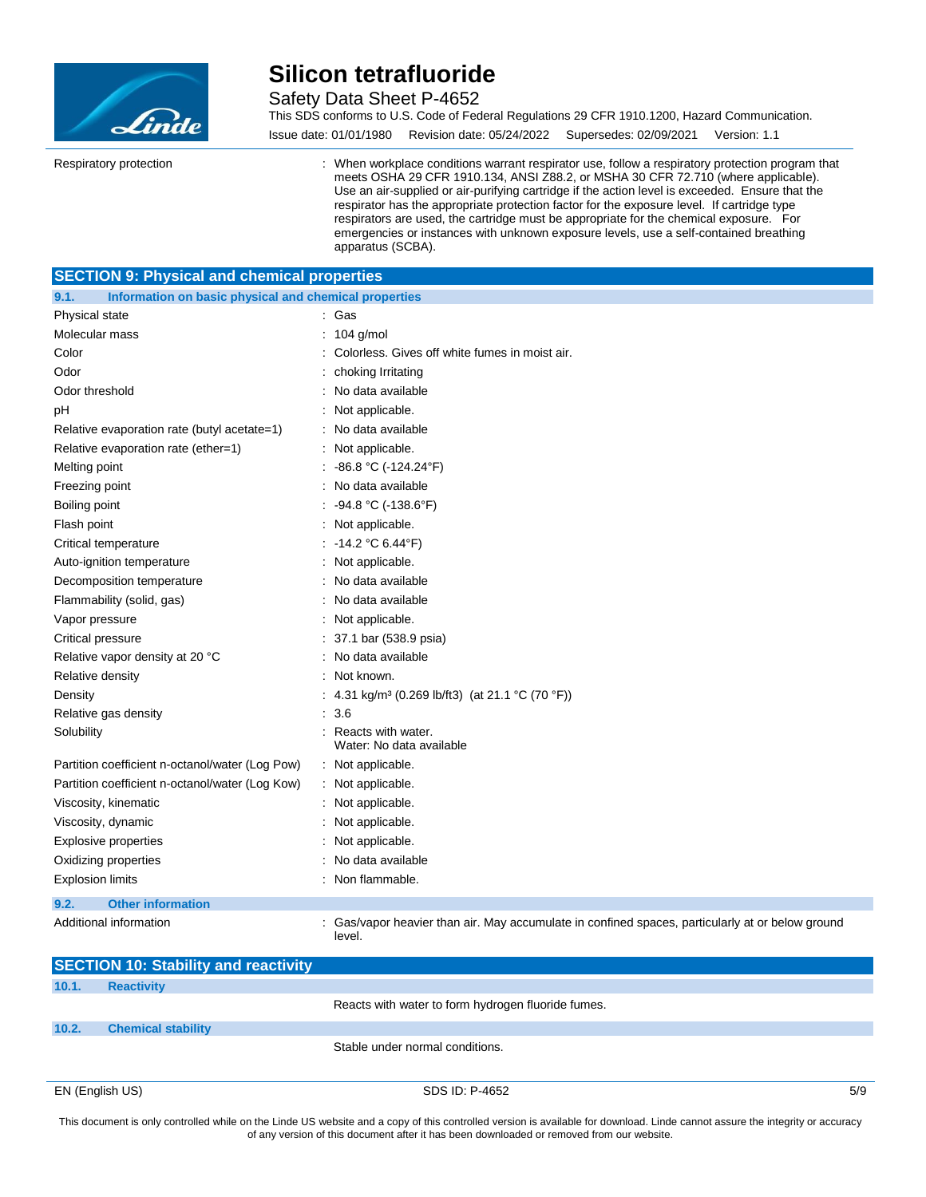| | |
|---|---|
| Respiratory protection | : When workplace conditions warrant respirator use, follow a respiratory protection program that meets OSHA 29 CFR 1910.134, ANSI Z88.2, or MSHA 30 CFR 72.710 (where applicable). Use an air-supplied or air-purifying cartridge if the action level is exceeded. Ensure that the respirator has the appropriate protection factor for the exposure level. If cartridge type respirators are used, the cartridge must be appropriate for the chemical exposure. For emergencies or instances with unknown exposure levels, use a self-contained breathing apparatus (SCBA). |

## SECTION 9: Physical and chemical properties

### 9.1. Information on basic physical and chemical properties

| | |
|---|---|
| Physical state | : Gas |
| Molecular mass | : 104 g/mol |
| Color | : Colorless. Gives off white fumes in moist air. |
| Odor | : choking Irritating |
| Odor threshold | : No data available |
| pH | : Not applicable. |
| Relative evaporation rate (butyl acetate=1) | : No data available |
| Relative evaporation rate (ether=1) | : Not applicable. |
| Melting point | : -86.8 °C (-124.24°F) |
| Freezing point | : No data available |
| Boiling point | : -94.8 °C (-138.6°F) |
| Flash point | : Not applicable. |
| Critical temperature | : -14.2 °C 6.44°F) |
| Auto-ignition temperature | : Not applicable. |
| Decomposition temperature | : No data available |
| Flammability (solid, gas) | : No data available |
| Vapor pressure | : Not applicable. |
| Critical pressure | : 37.1 bar (538.9 psia) |
| Relative vapor density at 20 °C | : No data available |
| Relative density | : Not known. |
| Density | : 4.31 kg/m³ (0.269 lb/ft3) (at 21.1 °C (70 °F)) |
| Relative gas density | : 3.6 |
| Solubility | : Reacts with water.<br>Water: No data available |
| Partition coefficient n-octanol/water (Log Pow) | : Not applicable. |
| Partition coefficient n-octanol/water (Log Kow) | : Not applicable. |
| Viscosity, kinematic | : Not applicable. |
| Viscosity, dynamic | : Not applicable. |
| Explosive properties | : Not applicable. |
| Oxidizing properties | : No data available |
| Explosion limits | : Non flammable. |

### 9.2. Other information

| | |
|---|---|
| Additional information | : Gas/vapor heavier than air. May accumulate in confined spaces, particularly at or below ground level. |

## SECTION 10: Stability and reactivity

### 10.1. Reactivity

Reacts with water to form hydrogen fluoride fumes.

### 10.2. Chemical stability

Stable under normal conditions.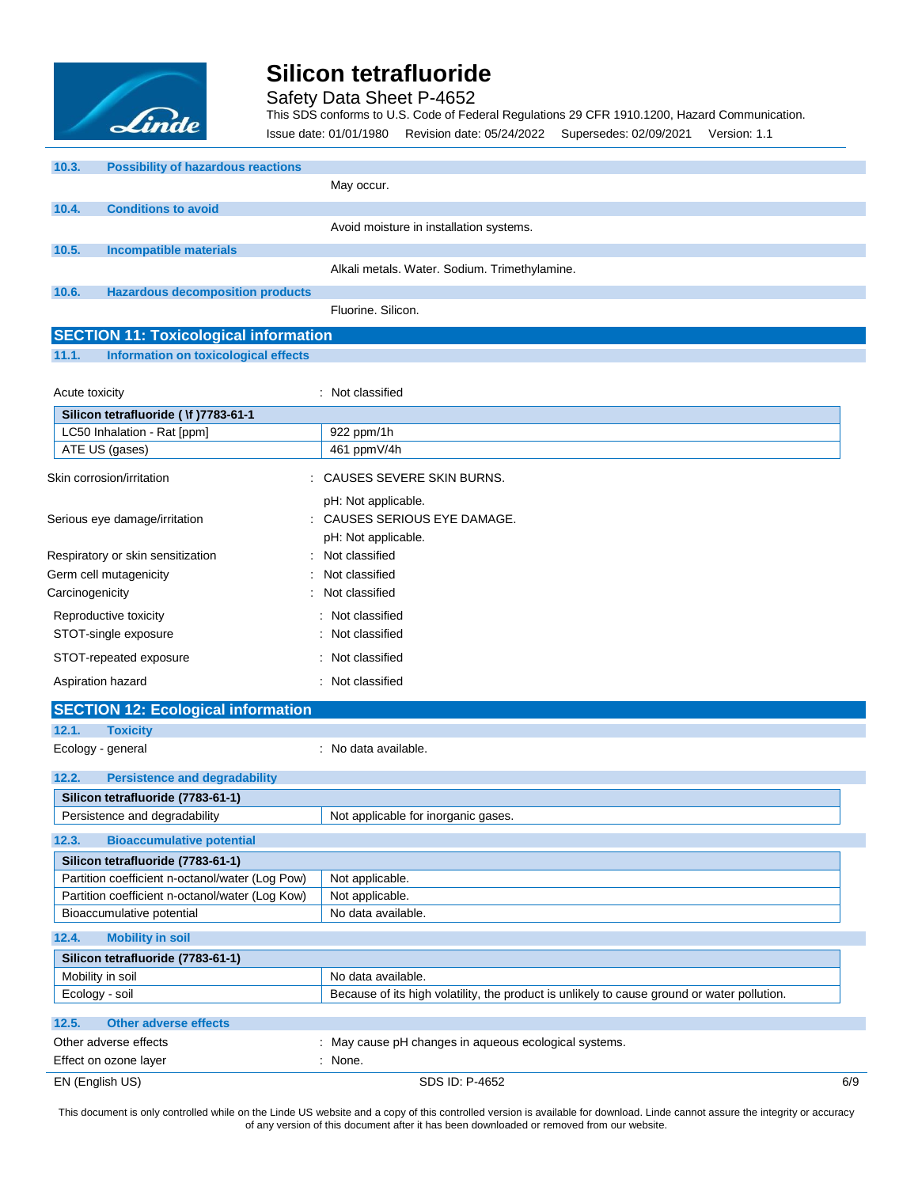### 10.3. Possibility of hazardous reactions

May occur.

### 10.4. Conditions to avoid

Avoid moisture in installation systems.

### 10.5. Incompatible materials

Alkali metals. Water. Sodium. Trimethylamine.

### 10.6. Hazardous decomposition products

Fluorine. Silicon.

## SECTION 11: Toxicological information

### 11.1. Information on toxicological effects

Acute toxicity : Not classified

| Silicon tetrafluoride ( \f )7783-61-1 | |
|---|---|
| LC50 Inhalation - Rat [ppm] | 922 ppm/1h |
| ATE US (gases) | 461 ppmV/4h |

Skin corrosion/irritation : CAUSES SEVERE SKIN BURNS.

pH: Not applicable.

Serious eye damage/irritation : CAUSES SERIOUS EYE DAMAGE.

pH: Not applicable.

Respiratory or skin sensitization : Not classified

Germ cell mutagenicity : Not classified

Carcinogenicity : Not classified

Reproductive toxicity : Not classified

STOT-single exposure : Not classified

STOT-repeated exposure : Not classified

Aspiration hazard : Not classified

## SECTION 12: Ecological information

### 12.1. Toxicity

Ecology - general : No data available.

### 12.2. Persistence and degradability

| Silicon tetrafluoride (7783-61-1) | |
|---|---|
| Persistence and degradability | Not applicable for inorganic gases. |

### 12.3. Bioaccumulative potential

| Silicon tetrafluoride (7783-61-1) | |
|---|---|
| Partition coefficient n-octanol/water (Log Pow) | Not applicable. |
| Partition coefficient n-octanol/water (Log Kow) | Not applicable. |
| Bioaccumulative potential | No data available. |

### 12.4. Mobility in soil

| Silicon tetrafluoride (7783-61-1) | |
|---|---|
| Mobility in soil | No data available. |
| Ecology - soil | Because of its high volatility, the product is unlikely to cause ground or water pollution. |

### 12.5. Other adverse effects

Other adverse effects : May cause pH changes in aqueous ecological systems.

Effect on ozone layer : None.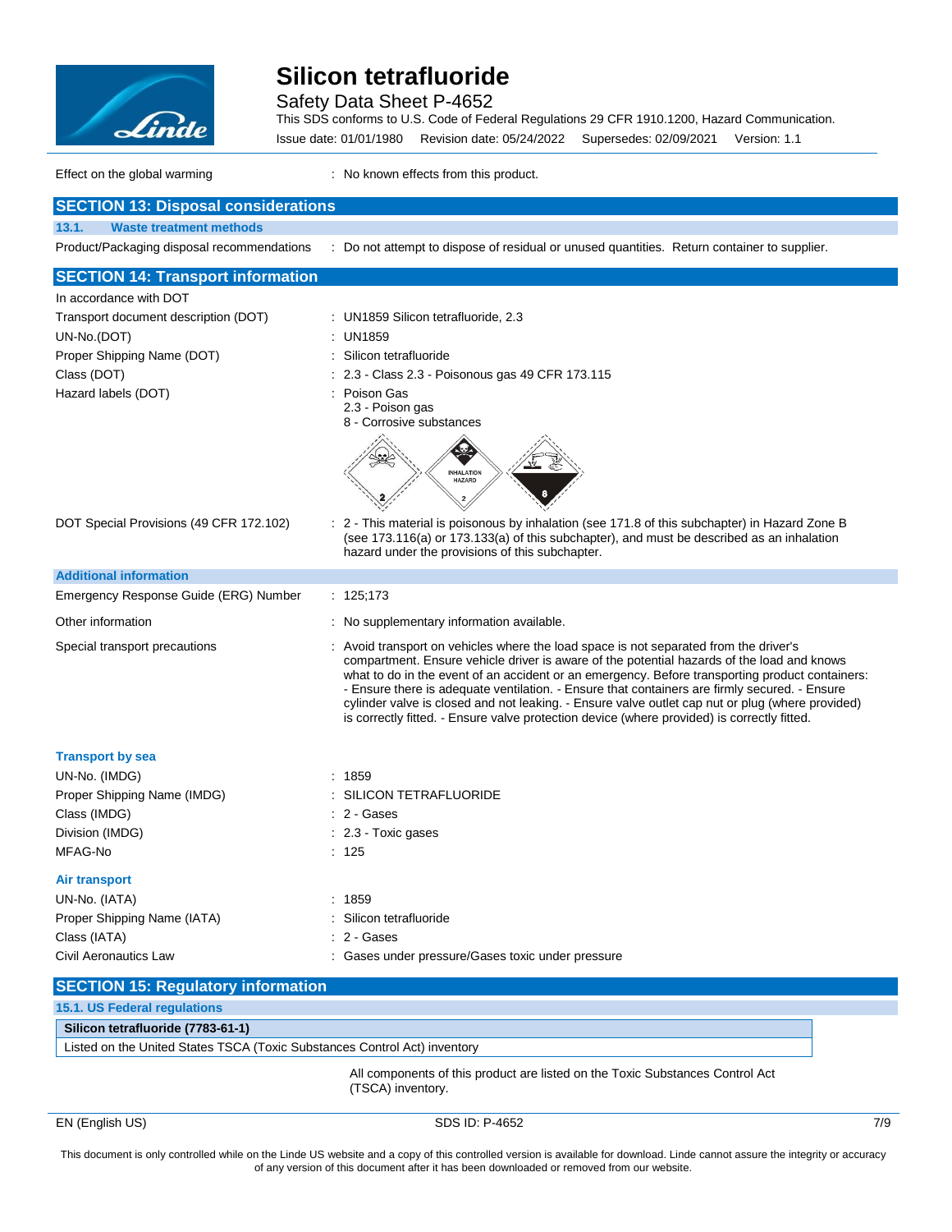Effect on the global warming : No known effects from this product.

## SECTION 13: Disposal considerations

### 13.1. Waste treatment methods

Product/Packaging disposal recommendations : Do not attempt to dispose of residual or unused quantities. Return container to supplier.

## SECTION 14: Transport information

In accordance with DOT

| | |
|---|---|
| Transport document description (DOT) | : UN1859 Silicon tetrafluoride, 2.3 |
| UN-No.(DOT) | : UN1859 |
| Proper Shipping Name (DOT) | : Silicon tetrafluoride |
| Class (DOT) | : 2.3 - Class 2.3 - Poisonous gas 49 CFR 173.115 |
| Hazard labels (DOT) | : Poison Gas<br>2.3 - Poison gas<br>8 - Corrosive substances |
| DOT Special Provisions (49 CFR 172.102) | : 2 - This material is poisonous by inhalation (see 171.8 of this subchapter) in Hazard Zone B (see 173.116(a) or 173.133(a) of this subchapter), and must be described as an inhalation hazard under the provisions of this subchapter. |

### Additional information

| | |
|---|---|
| Emergency Response Guide (ERG) Number | : 125;173 |
| Other information | : No supplementary information available. |
| Special transport precautions | : Avoid transport on vehicles where the load space is not separated from the driver's compartment. Ensure vehicle driver is aware of the potential hazards of the load and knows what to do in the event of an accident or an emergency. Before transporting product containers: - Ensure there is adequate ventilation. - Ensure that containers are firmly secured. - Ensure cylinder valve is closed and not leaking. - Ensure valve outlet cap nut or plug (where provided) is correctly fitted. - Ensure valve protection device (where provided) is correctly fitted. |

### Transport by sea

| | |
|---|---|
| UN-No. (IMDG) | : 1859 |
| Proper Shipping Name (IMDG) | : SILICON TETRAFLUORIDE |
| Class (IMDG) | : 2 - Gases |
| Division (IMDG) | : 2.3 - Toxic gases |
| MFAG-No | : 125 |

### Air transport

| | |
|---|---|
| UN-No. (IATA) | : 1859 |
| Proper Shipping Name (IATA) | : Silicon tetrafluoride |
| Class (IATA) | : 2 - Gases |
| Civil Aeronautics Law | : Gases under pressure/Gases toxic under pressure |

## SECTION 15: Regulatory information

### 15.1. US Federal regulations

| **Silicon tetrafluoride (7783-61-1)** |
|---|
| Listed on the United States TSCA (Toxic Substances Control Act) inventory |

All components of this product are listed on the Toxic Substances Control Act (TSCA) inventory.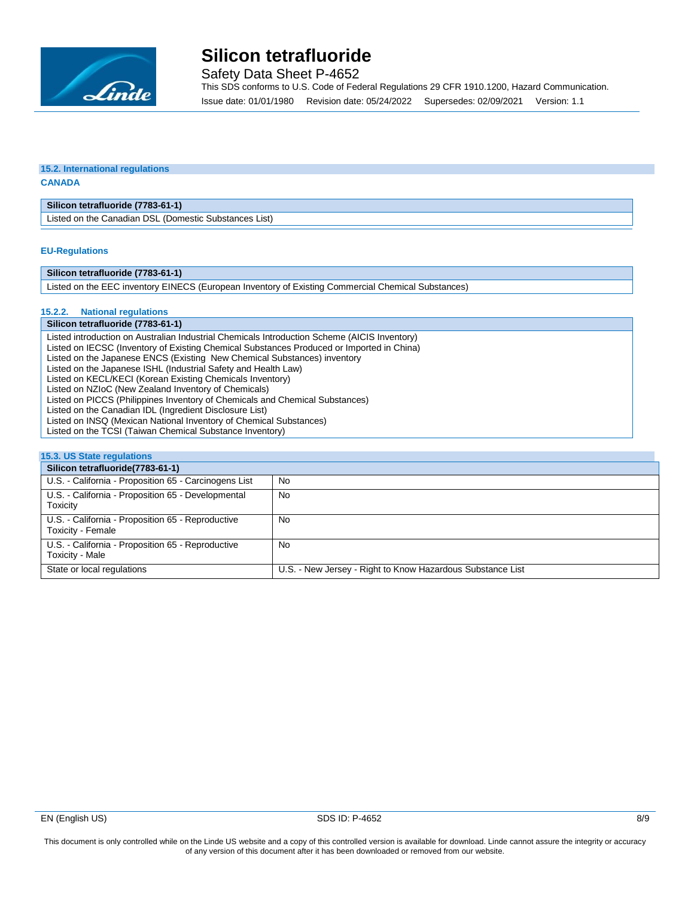### 15.2. International regulations

**CANADA**

| Silicon tetrafluoride (7783-61-1) |
|---|
| Listed on the Canadian DSL (Domestic Substances List) |

**EU-Regulations**

| Silicon tetrafluoride (7783-61-1) |
|---|
| Listed on the EEC inventory EINECS (European Inventory of Existing Commercial Chemical Substances) |

#### 15.2.2. National regulations

| Silicon tetrafluoride (7783-61-1) |
|---|
| Listed introduction on Australian Industrial Chemicals Introduction Scheme (AICIS Inventory)<br>Listed on IECSC (Inventory of Existing Chemical Substances Produced or Imported in China)<br>Listed on the Japanese ENCS (Existing New Chemical Substances) inventory<br>Listed on the Japanese ISHL (Industrial Safety and Health Law)<br>Listed on KECL/KECI (Korean Existing Chemicals Inventory)<br>Listed on NZIoC (New Zealand Inventory of Chemicals)<br>Listed on PICCS (Philippines Inventory of Chemicals and Chemical Substances)<br>Listed on the Canadian IDL (Ingredient Disclosure List)<br>Listed on INSQ (Mexican National Inventory of Chemical Substances)<br>Listed on the TCSI (Taiwan Chemical Substance Inventory) |

### 15.3. US State regulations

| Silicon tetrafluoride(7783-61-1) | |
|---|---|
| U.S. - California - Proposition 65 - Carcinogens List | No |
| U.S. - California - Proposition 65 - Developmental Toxicity | No |
| U.S. - California - Proposition 65 - Reproductive Toxicity - Female | No |
| U.S. - California - Proposition 65 - Reproductive Toxicity - Male | No |
| State or local regulations | U.S. - New Jersey - Right to Know Hazardous Substance List |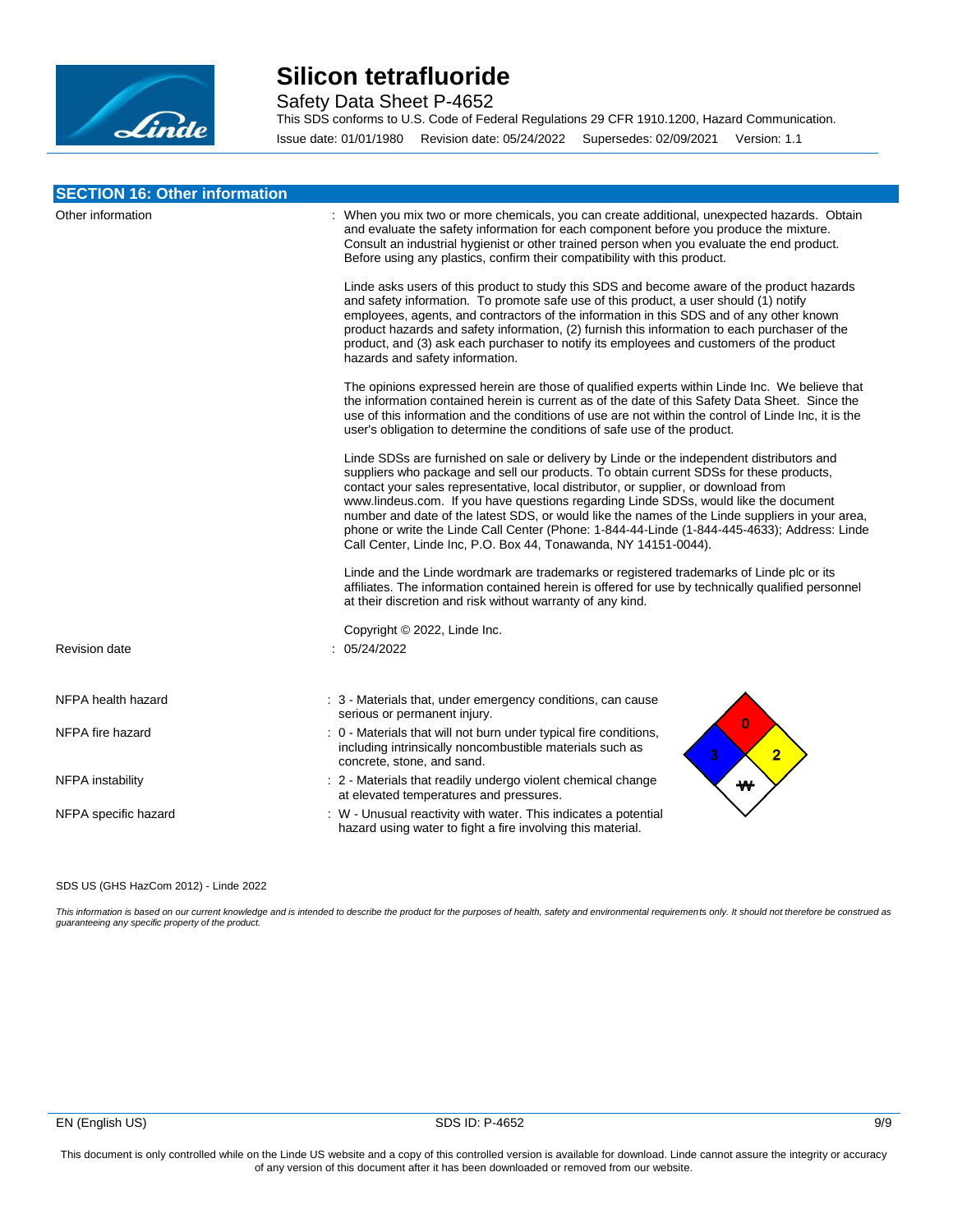## SECTION 16: Other information

Other information : When you mix two or more chemicals, you can create additional, unexpected hazards. Obtain and evaluate the safety information for each component before you produce the mixture. Consult an industrial hygienist or other trained person when you evaluate the end product. Before using any plastics, confirm their compatibility with this product.

Linde asks users of this product to study this SDS and become aware of the product hazards and safety information. To promote safe use of this product, a user should (1) notify employees, agents, and contractors of the information in this SDS and of any other known product hazards and safety information, (2) furnish this information to each purchaser of the product, and (3) ask each purchaser to notify its employees and customers of the product hazards and safety information.

The opinions expressed herein are those of qualified experts within Linde Inc. We believe that the information contained herein is current as of the date of this Safety Data Sheet. Since the use of this information and the conditions of use are not within the control of Linde Inc, it is the user's obligation to determine the conditions of safe use of the product.

Linde SDSs are furnished on sale or delivery by Linde or the independent distributors and suppliers who package and sell our products. To obtain current SDSs for these products, contact your sales representative, local distributor, or supplier, or download from www.lindeus.com. If you have questions regarding Linde SDSs, would like the document number and date of the latest SDS, or would like the names of the Linde suppliers in your area, phone or write the Linde Call Center (Phone: 1-844-44-Linde (1-844-445-4633); Address: Linde Call Center, Linde Inc, P.O. Box 44, Tonawanda, NY 14151-0044).

Linde and the Linde wordmark are trademarks or registered trademarks of Linde plc or its affiliates. The information contained herein is offered for use by technically qualified personnel at their discretion and risk without warranty of any kind.

Copyright © 2022, Linde Inc.

Revision date : 05/24/2022

NFPA health hazard : 3 - Materials that, under emergency conditions, can cause serious or permanent injury.

NFPA fire hazard : 0 - Materials that will not burn under typical fire conditions, including intrinsically noncombustible materials such as concrete, stone, and sand.

NFPA instability : 2 - Materials that readily undergo violent chemical change at elevated temperatures and pressures.

NFPA specific hazard : W - Unusual reactivity with water. This indicates a potential hazard using water to fight a fire involving this material.

0
3
2
W

SDS US (GHS HazCom 2012) - Linde 2022

*This information is based on our current knowledge and is intended to describe the product for the purposes of health, safety and environmental requirements only. It should not therefore be construed as guaranteeing any specific property of the product.*